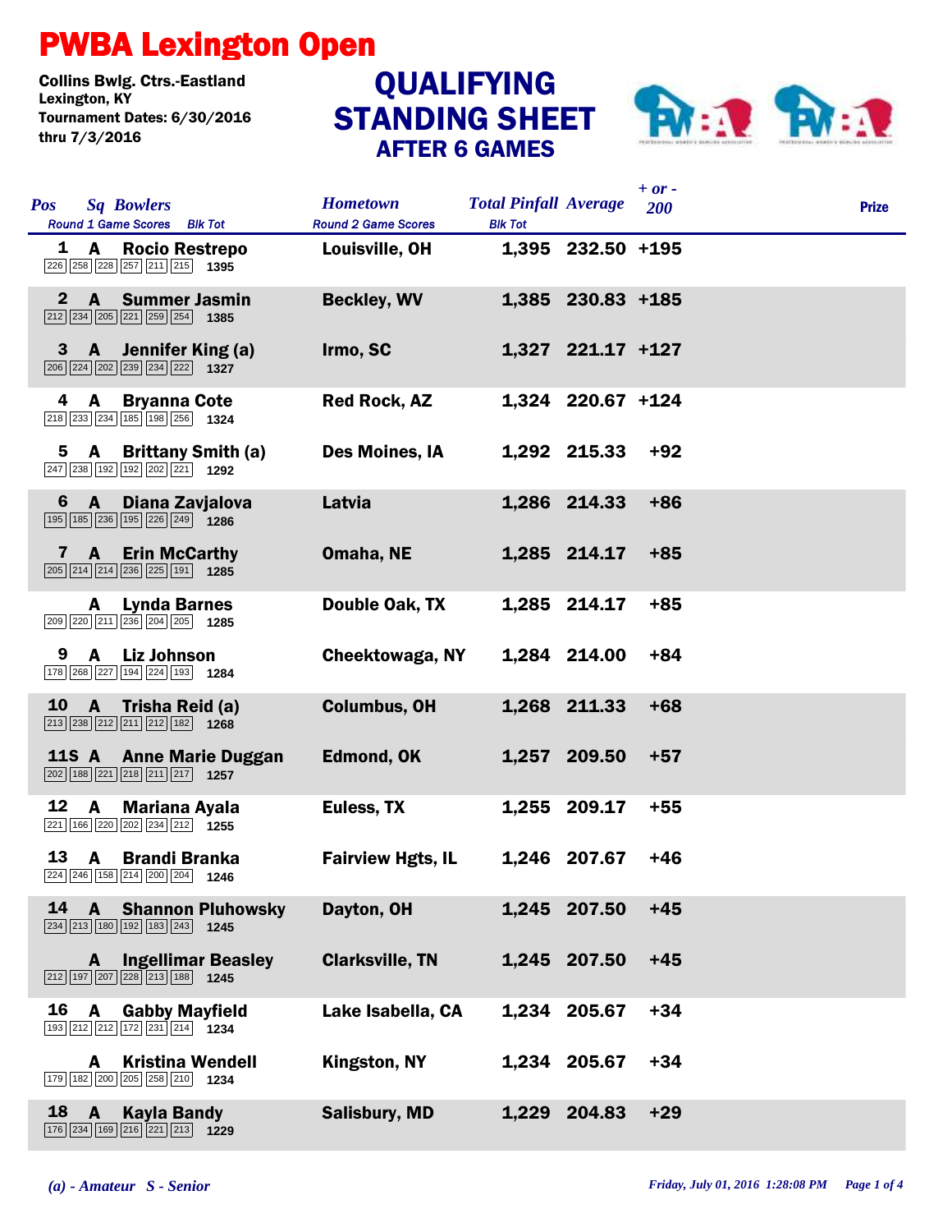# PWBA Lexington Open

**Collins Bwlg. Ctrs.-Eastland**
**Lexington, KY**
**Tournament Dates: 6/30/2016 thru 7/3/2016**

## QUALIFYING STANDING SHEET
### AFTER 6 GAMES

| Pos | Sq | Bowlers | Round 1 Game Scores | Blk Tot | Hometown | Total Pinfall | Average | + or - 200 | Prize |
|---|---|---|---|---|---|---|---|---|---|
| 1 | A | Rocio Restrepo | 226 258 228 257 211 215 | 1395 | Louisville, OH | 1,395 | 232.50 | +195 | |
| 2 | A | Summer Jasmin | 212 234 205 221 259 254 | 1385 | Beckley, WV | 1,385 | 230.83 | +185 | |
| 3 | A | Jennifer King (a) | 206 224 202 239 234 222 | 1327 | Irmo, SC | 1,327 | 221.17 | +127 | |
| 4 | A | Bryanna Cote | 218 233 234 185 198 256 | 1324 | Red Rock, AZ | 1,324 | 220.67 | +124 | |
| 5 | A | Brittany Smith (a) | 247 238 192 192 202 221 | 1292 | Des Moines, IA | 1,292 | 215.33 | +92 | |
| 6 | A | Diana Zavjalova | 195 185 236 195 226 249 | 1286 | Latvia | 1,286 | 214.33 | +86 | |
| 7 | A | Erin McCarthy | 205 214 214 236 225 191 | 1285 | Omaha, NE | 1,285 | 214.17 | +85 | |
| | A | Lynda Barnes | 209 220 211 236 204 205 | 1285 | Double Oak, TX | 1,285 | 214.17 | +85 | |
| 9 | A | Liz Johnson | 178 268 227 194 224 193 | 1284 | Cheektowaga, NY | 1,284 | 214.00 | +84 | |
| 10 | A | Trisha Reid (a) | 213 238 212 211 212 182 | 1268 | Columbus, OH | 1,268 | 211.33 | +68 | |
| 11S | A | Anne Marie Duggan | 202 188 221 218 211 217 | 1257 | Edmond, OK | 1,257 | 209.50 | +57 | |
| 12 | A | Mariana Ayala | 221 166 220 202 234 212 | 1255 | Euless, TX | 1,255 | 209.17 | +55 | |
| 13 | A | Brandi Branka | 224 246 158 214 200 204 | 1246 | Fairview Hgts, IL | 1,246 | 207.67 | +46 | |
| 14 | A | Shannon Pluhowsky | 234 213 180 192 183 243 | 1245 | Dayton, OH | 1,245 | 207.50 | +45 | |
| | A | Ingellimar Beasley | 212 197 207 228 213 188 | 1245 | Clarksville, TN | 1,245 | 207.50 | +45 | |
| 16 | A | Gabby Mayfield | 193 212 212 172 231 214 | 1234 | Lake Isabella, CA | 1,234 | 205.67 | +34 | |
| | A | Kristina Wendell | 179 182 200 205 258 210 | 1234 | Kingston, NY | 1,234 | 205.67 | +34 | |
| 18 | A | Kayla Bandy | 176 234 169 216 221 213 | 1229 | Salisbury, MD | 1,229 | 204.83 | +29 | |

*(a) - Amateur S - Senior*

*Friday, July 01, 2016 1:28:08 PM*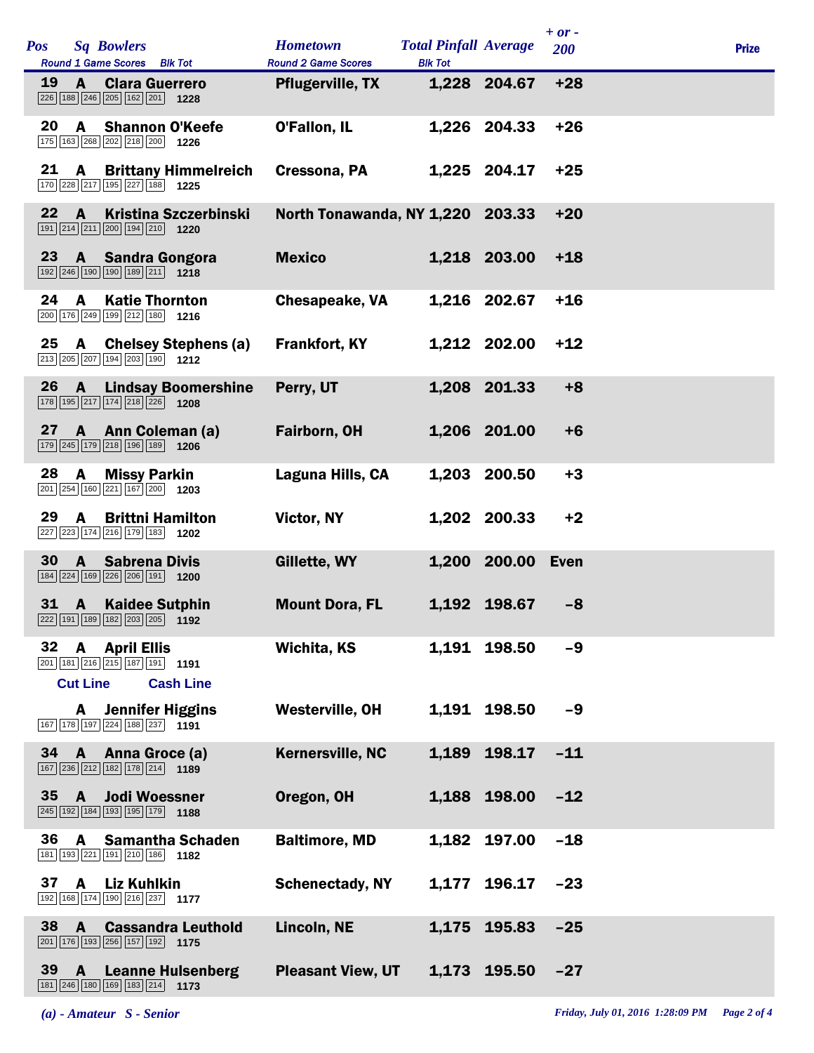| Pos | Sq | Bowlers | Round 1 Game Scores | Blk Tot | Hometown | Total Pinfall | Average | + or - 200 | Prize |
|---|---|---|---|---|---|---|---|---|---|
| 19 | A | Clara Guerrero | 226 188 246 205 162 201 | 1228 | Pflugerville, TX | 1,228 | 204.67 | +28 | |
| 20 | A | Shannon O'Keefe | 175 163 268 202 218 200 | 1226 | O'Fallon, IL | 1,226 | 204.33 | +26 | |
| 21 | A | Brittany Himmelreich | 170 228 217 195 227 188 | 1225 | Cressona, PA | 1,225 | 204.17 | +25 | |
| 22 | A | Kristina Szczerbinski | 191 214 211 200 194 210 | 1220 | North Tonawanda, NY | 1,220 | 203.33 | +20 | |
| 23 | A | Sandra Gongora | 192 246 190 190 189 211 | 1218 | Mexico | 1,218 | 203.00 | +18 | |
| 24 | A | Katie Thornton | 200 176 249 199 212 180 | 1216 | Chesapeake, VA | 1,216 | 202.67 | +16 | |
| 25 | A | Chelsey Stephens (a) | 213 205 207 194 203 190 | 1212 | Frankfort, KY | 1,212 | 202.00 | +12 | |
| 26 | A | Lindsay Boomershine | 178 195 217 174 218 226 | 1208 | Perry, UT | 1,208 | 201.33 | +8 | |
| 27 | A | Ann Coleman (a) | 179 245 179 218 196 189 | 1206 | Fairborn, OH | 1,206 | 201.00 | +6 | |
| 28 | A | Missy Parkin | 201 254 160 221 167 200 | 1203 | Laguna Hills, CA | 1,203 | 200.50 | +3 | |
| 29 | A | Brittni Hamilton | 227 223 174 216 179 183 | 1202 | Victor, NY | 1,202 | 200.33 | +2 | |
| 30 | A | Sabrena Divis | 184 224 169 226 206 191 | 1200 | Gillette, WY | 1,200 | 200.00 | Even | |
| 31 | A | Kaidee Sutphin | 222 191 189 182 203 205 | 1192 | Mount Dora, FL | 1,192 | 198.67 | -8 | |
| 32 | A | April Ellis | 201 181 216 215 187 191 | 1191 | Wichita, KS | 1,191 | 198.50 | -9 | |
| **Cut Line** | | **Cash Line** | | | | | | | |
| | A | Jennifer Higgins | 167 178 197 224 188 237 | 1191 | Westerville, OH | 1,191 | 198.50 | -9 | |
| 34 | A | Anna Groce (a) | 167 236 212 182 178 214 | 1189 | Kernersville, NC | 1,189 | 198.17 | -11 | |
| 35 | A | Jodi Woessner | 245 192 184 193 195 179 | 1188 | Oregon, OH | 1,188 | 198.00 | -12 | |
| 36 | A | Samantha Schaden | 181 193 221 191 210 186 | 1182 | Baltimore, MD | 1,182 | 197.00 | -18 | |
| 37 | A | Liz Kuhlkin | 192 168 174 190 216 237 | 1177 | Schenectady, NY | 1,177 | 196.17 | -23 | |
| 38 | A | Cassandra Leuthold | 201 176 193 256 157 192 | 1175 | Lincoln, NE | 1,175 | 195.83 | -25 | |
| 39 | A | Leanne Hulsenberg | 181 246 180 169 183 214 | 1173 | Pleasant View, UT | 1,173 | 195.50 | -27 | |

*(a) - Amateur S - Senior*

*Friday, July 01, 2016 1:28:09 PM*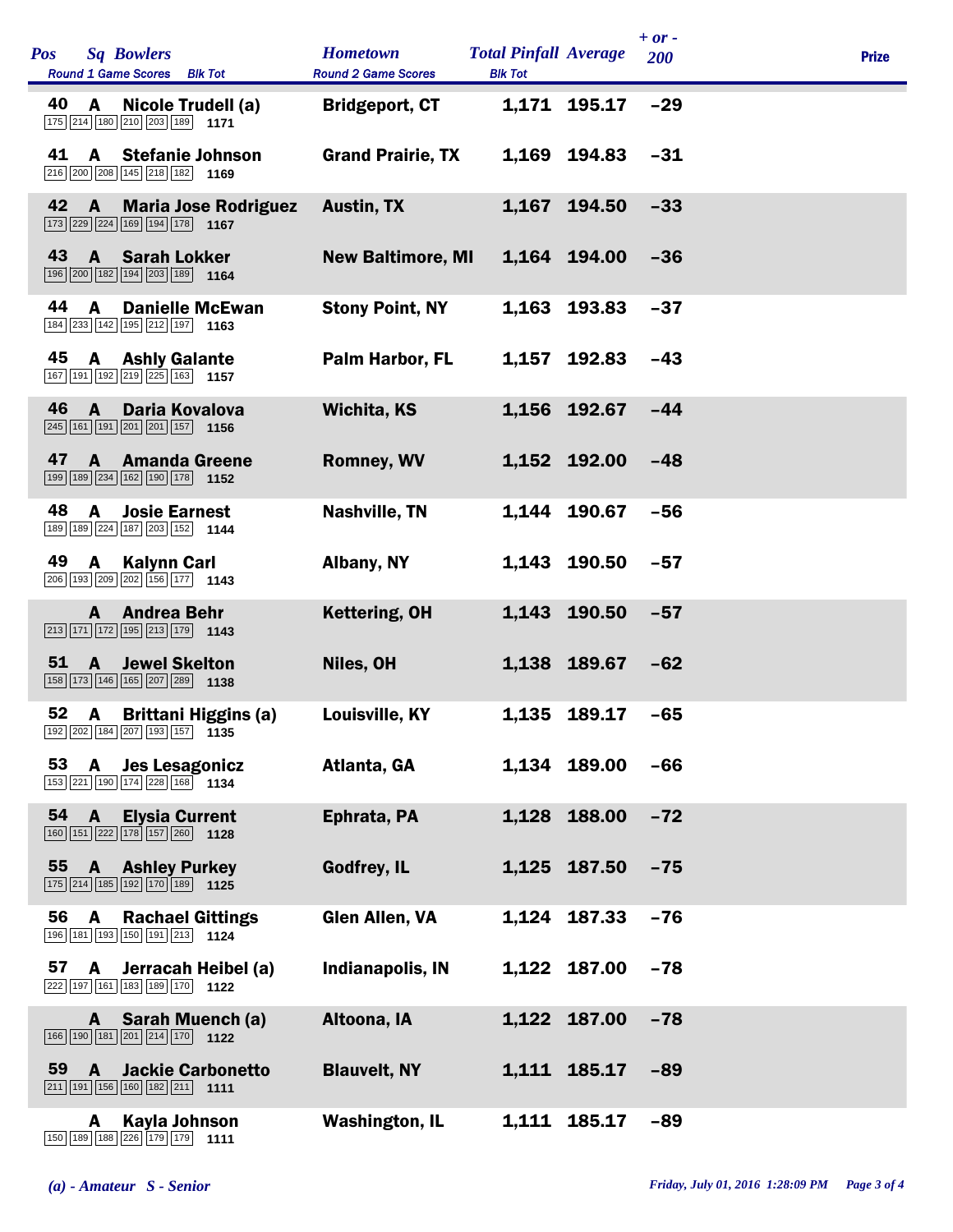| Pos | Sq | Bowlers | Round 1 Game Scores | Blk Tot | Hometown | Total Pinfall | Average | + or - 200 | Prize |
|---|---|---|---|---|---|---|---|---|---|
| 40 | A | Nicole Trudell (a) | 175 214 180 210 203 189 | 1171 | Bridgeport, CT | 1,171 | 195.17 | -29 | |
| 41 | A | Stefanie Johnson | 216 200 208 145 218 182 | 1169 | Grand Prairie, TX | 1,169 | 194.83 | -31 | |
| 42 | A | Maria Jose Rodriguez | 173 229 224 169 194 178 | 1167 | Austin, TX | 1,167 | 194.50 | -33 | |
| 43 | A | Sarah Lokker | 196 200 182 194 203 189 | 1164 | New Baltimore, MI | 1,164 | 194.00 | -36 | |
| 44 | A | Danielle McEwan | 184 233 142 195 212 197 | 1163 | Stony Point, NY | 1,163 | 193.83 | -37 | |
| 45 | A | Ashly Galante | 167 191 192 219 225 163 | 1157 | Palm Harbor, FL | 1,157 | 192.83 | -43 | |
| 46 | A | Daria Kovalova | 245 161 191 201 201 157 | 1156 | Wichita, KS | 1,156 | 192.67 | -44 | |
| 47 | A | Amanda Greene | 199 189 234 162 190 178 | 1152 | Romney, WV | 1,152 | 192.00 | -48 | |
| 48 | A | Josie Earnest | 189 189 224 187 203 152 | 1144 | Nashville, TN | 1,144 | 190.67 | -56 | |
| 49 | A | Kalynn Carl | 206 193 209 202 156 177 | 1143 | Albany, NY | 1,143 | 190.50 | -57 | |
| | A | Andrea Behr | 213 171 172 195 213 179 | 1143 | Kettering, OH | 1,143 | 190.50 | -57 | |
| 51 | A | Jewel Skelton | 158 173 146 165 207 289 | 1138 | Niles, OH | 1,138 | 189.67 | -62 | |
| 52 | A | Brittani Higgins (a) | 192 202 184 207 193 157 | 1135 | Louisville, KY | 1,135 | 189.17 | -65 | |
| 53 | A | Jes Lesagonicz | 153 221 190 174 228 168 | 1134 | Atlanta, GA | 1,134 | 189.00 | -66 | |
| 54 | A | Elysia Current | 160 151 222 178 157 260 | 1128 | Ephrata, PA | 1,128 | 188.00 | -72 | |
| 55 | A | Ashley Purkey | 175 214 185 192 170 189 | 1125 | Godfrey, IL | 1,125 | 187.50 | -75 | |
| 56 | A | Rachael Gittings | 196 181 193 150 191 213 | 1124 | Glen Allen, VA | 1,124 | 187.33 | -76 | |
| 57 | A | Jerracah Heibel (a) | 222 197 161 183 189 170 | 1122 | Indianapolis, IN | 1,122 | 187.00 | -78 | |
| | A | Sarah Muench (a) | 166 190 181 201 214 170 | 1122 | Altoona, IA | 1,122 | 187.00 | -78 | |
| 59 | A | Jackie Carbonetto | 211 191 156 160 182 211 | 1111 | Blauvelt, NY | 1,111 | 185.17 | -89 | |
| | A | Kayla Johnson | 150 189 188 226 179 179 | 1111 | Washington, IL | 1,111 | 185.17 | -89 | |

*(a) - Amateur S - Senior*

*Friday, July 01, 2016 1:28:09 PM*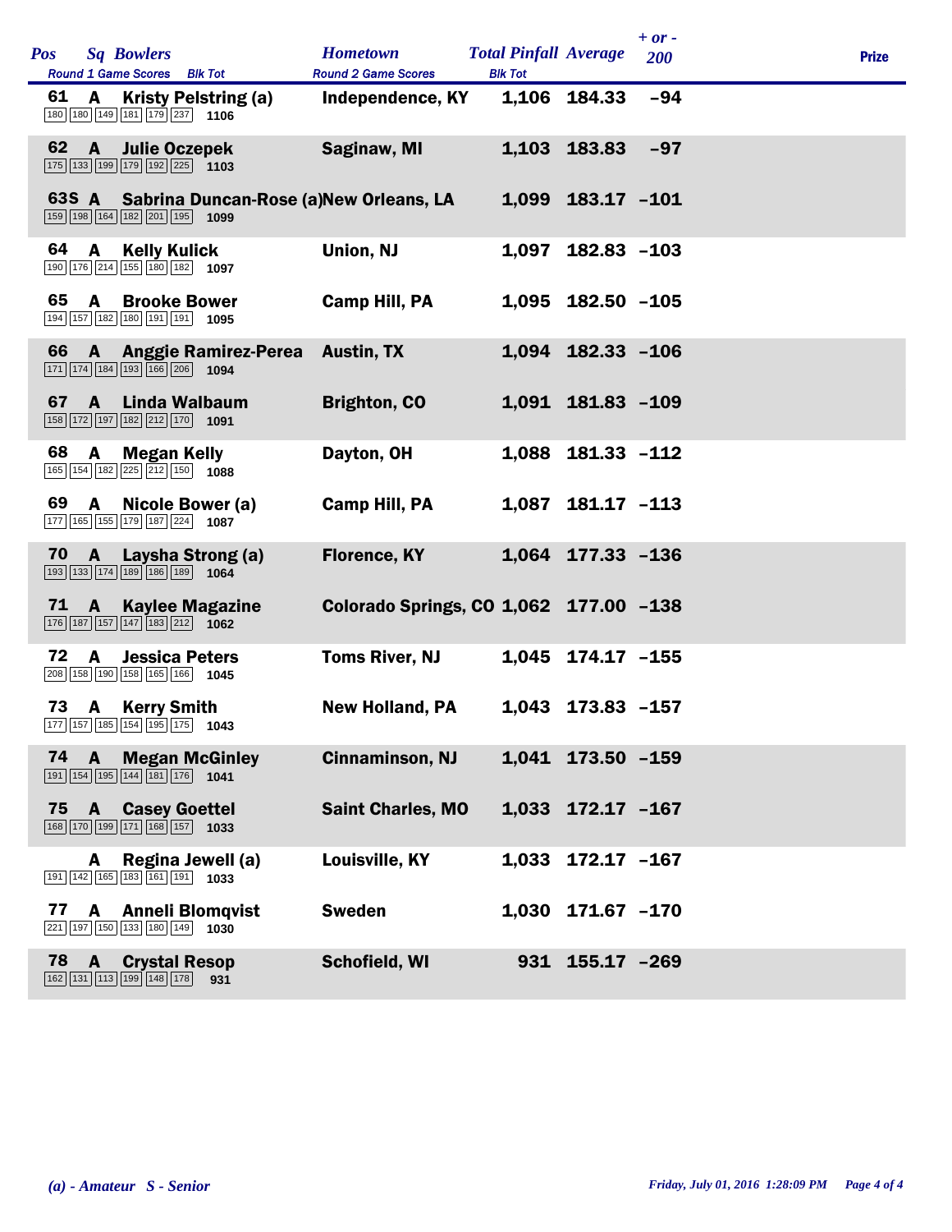| Pos | Sq | Bowlers | Hometown | Total Pinfall | Average | + or - 200 | Prize |
|---|---|---|---|---|---|---|---|
| | | Round 1 Game Scores / Blk Tot | Round 2 Game Scores / Blk Tot | | | | |
| 61 | A | Kristy Pelstring (a) 180 180 149 181 179 237 1106 | Independence, KY | 1,106 | 184.33 | -94 | |
| 62 | A | Julie Oczepek 175 133 199 179 192 225 1103 | Saginaw, MI | 1,103 | 183.83 | -97 | |
| 63S | A | Sabrina Duncan-Rose (a) 159 198 164 182 201 195 1099 | New Orleans, LA | 1,099 | 183.17 | -101 | |
| 64 | A | Kelly Kulick 190 176 214 155 180 182 1097 | Union, NJ | 1,097 | 182.83 | -103 | |
| 65 | A | Brooke Bower 194 157 182 180 191 191 1095 | Camp Hill, PA | 1,095 | 182.50 | -105 | |
| 66 | A | Anggie Ramirez-Perea 171 174 184 193 166 206 1094 | Austin, TX | 1,094 | 182.33 | -106 | |
| 67 | A | Linda Walbaum 158 172 197 182 212 170 1091 | Brighton, CO | 1,091 | 181.83 | -109 | |
| 68 | A | Megan Kelly 165 154 182 225 212 150 1088 | Dayton, OH | 1,088 | 181.33 | -112 | |
| 69 | A | Nicole Bower (a) 177 165 155 179 187 224 1087 | Camp Hill, PA | 1,087 | 181.17 | -113 | |
| 70 | A | Laysha Strong (a) 193 133 174 189 186 189 1064 | Florence, KY | 1,064 | 177.33 | -136 | |
| 71 | A | Kaylee Magazine 176 187 157 147 183 212 1062 | Colorado Springs, CO | 1,062 | 177.00 | -138 | |
| 72 | A | Jessica Peters 208 158 190 158 165 166 1045 | Toms River, NJ | 1,045 | 174.17 | -155 | |
| 73 | A | Kerry Smith 177 157 185 154 195 175 1043 | New Holland, PA | 1,043 | 173.83 | -157 | |
| 74 | A | Megan McGinley 191 154 195 144 181 176 1041 | Cinnaminson, NJ | 1,041 | 173.50 | -159 | |
| 75 | A | Casey Goettel 168 170 199 171 168 157 1033 | Saint Charles, MO | 1,033 | 172.17 | -167 | |
| | A | Regina Jewell (a) 191 142 165 183 161 191 1033 | Louisville, KY | 1,033 | 172.17 | -167 | |
| 77 | A | Anneli Blomqvist 221 197 150 133 180 149 1030 | Sweden | 1,030 | 171.67 | -170 | |
| 78 | A | Crystal Resop 162 131 113 199 148 178 931 | Schofield, WI | 931 | 155.17 | -269 | |

*(a) - Amateur S - Senior*

*Friday, July 01, 2016 1:28:09 PM*